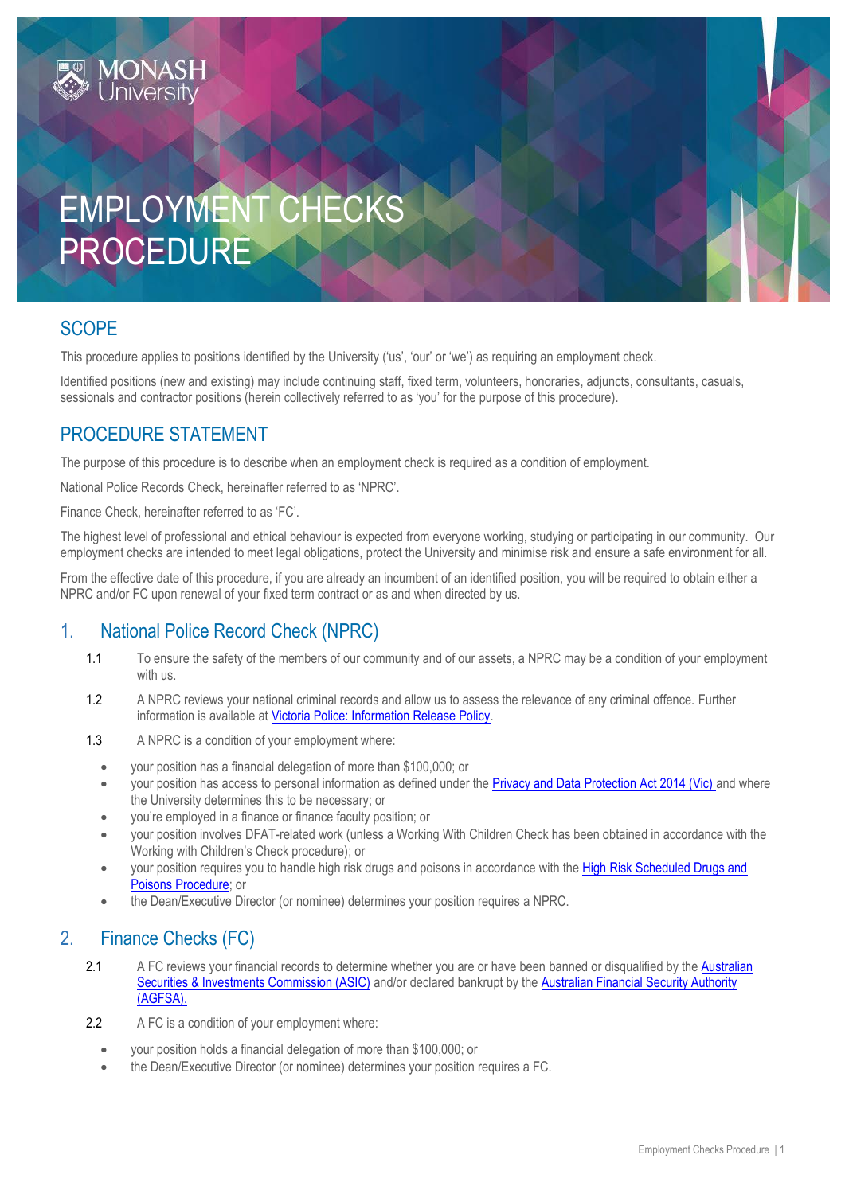# EMPLOYMENT CHECKS PROCEDURE

## SCOPE

This procedure applies to positions identified by the University ('us', 'our' or 'we') as requiring an employment check.

Identified positions (new and existing) may include continuing staff, fixed term, volunteers, honoraries, adjuncts, consultants, casuals, sessionals and contractor positions (herein collectively referred to as 'you' for the purpose of this procedure).

## PROCEDURE STATEMENT

The purpose of this procedure is to describe when an employment check is required as a condition of employment.

National Police Records Check, hereinafter referred to as 'NPRC'.

Finance Check, hereinafter referred to as 'FC'.

The highest level of professional and ethical behaviour is expected from everyone working, studying or participating in our community. Our employment checks are intended to meet legal obligations, protect the University and minimise risk and ensure a safe environment for all.

From the effective date of this procedure, if you are already an incumbent of an identified position, you will be required to obtain either a NPRC and/or FC upon renewal of your fixed term contract or as and when directed by us.

## 1. National Police Record Check (NPRC)

1.1 To ensure the safety of the members of our community and of our assets, a NPRC may be a condition of your employment with us.

1.2 A NPRC reviews your national criminal records and allow us to assess the relevance of any criminal offence. Further information is available at Victoria Police: Information Release Policy.

1.3 A NPRC is a condition of your employment where:

- your position has a financial delegation of more than $100,000; or
- your position has access to personal information as defined under the Privacy and Data Protection Act 2014 (Vic) and where the University determines this to be necessary; or
- you're employed in a finance or finance faculty position; or
- your position involves DFAT-related work (unless a Working With Children Check has been obtained in accordance with the Working with Children's Check procedure); or
- your position requires you to handle high risk drugs and poisons in accordance with the High Risk Scheduled Drugs and Poisons Procedure; or
- the Dean/Executive Director (or nominee) determines your position requires a NPRC.

## 2. Finance Checks (FC)

2.1 A FC reviews your financial records to determine whether you are or have been banned or disqualified by the Australian Securities & Investments Commission (ASIC) and/or declared bankrupt by the Australian Financial Security Authority (AGFSA).

2.2 A FC is a condition of your employment where:

- your position holds a financial delegation of more than $100,000; or
- the Dean/Executive Director (or nominee) determines your position requires a FC.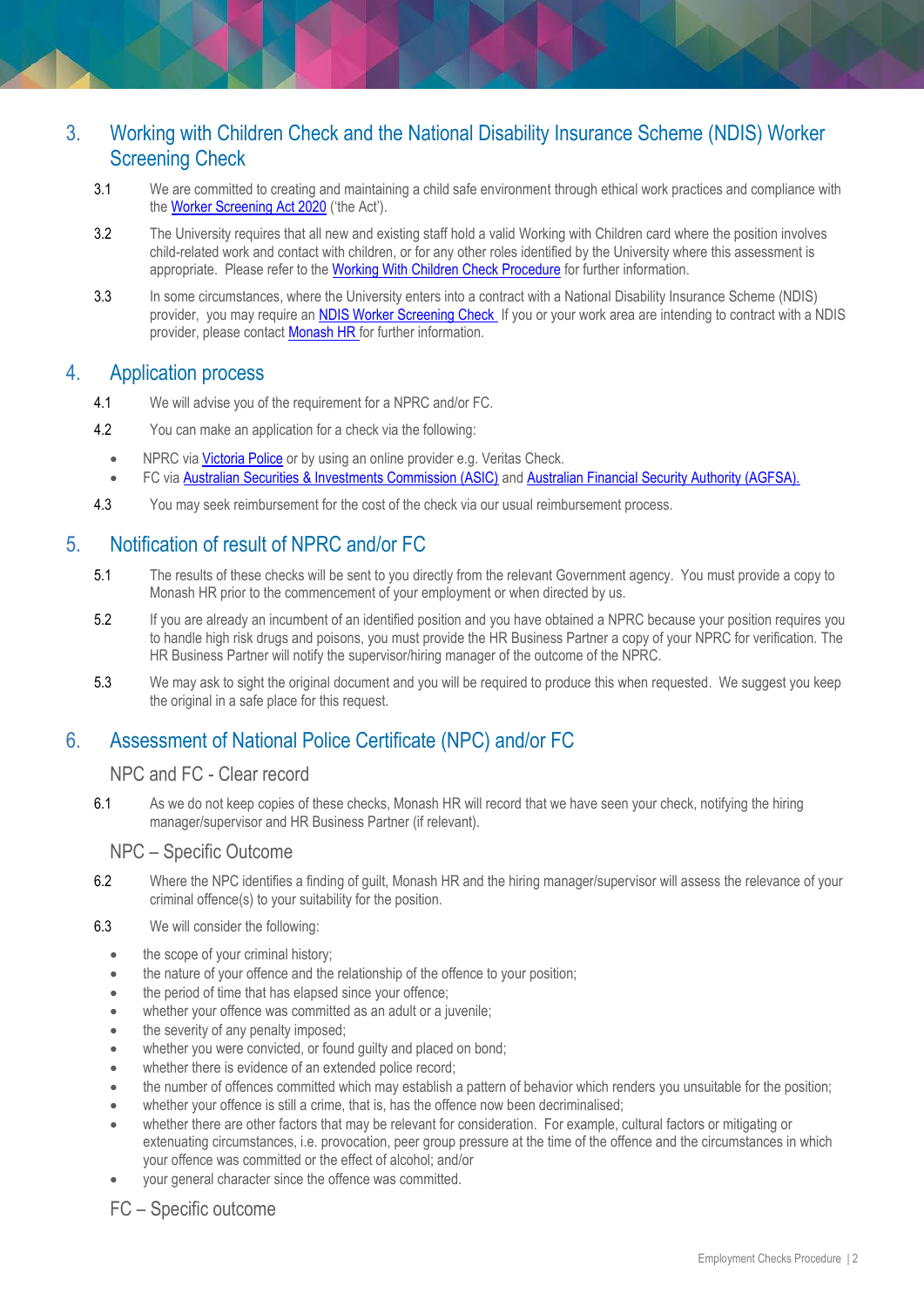## 3. Working with Children Check and the National Disability Insurance Scheme (NDIS) Worker Screening Check

3.1 We are committed to creating and maintaining a child safe environment through ethical work practices and compliance with the Worker Screening Act 2020 ('the Act').

3.2 The University requires that all new and existing staff hold a valid Working with Children card where the position involves child-related work and contact with children, or for any other roles identified by the University where this assessment is appropriate. Please refer to the Working With Children Check Procedure for further information.

3.3 In some circumstances, where the University enters into a contract with a National Disability Insurance Scheme (NDIS) provider, you may require an NDIS Worker Screening Check. If you or your work area are intending to contract with a NDIS provider, please contact Monash HR for further information.

## 4. Application process

4.1 We will advise you of the requirement for a NPRC and/or FC.

4.2 You can make an application for a check via the following:

- NPRC via Victoria Police or by using an online provider e.g. Veritas Check.
- FC via Australian Securities & Investments Commission (ASIC) and Australian Financial Security Authority (AGFSA).

4.3 You may seek reimbursement for the cost of the check via our usual reimbursement process.

## 5. Notification of result of NPRC and/or FC

5.1 The results of these checks will be sent to you directly from the relevant Government agency. You must provide a copy to Monash HR prior to the commencement of your employment or when directed by us.

5.2 If you are already an incumbent of an identified position and you have obtained a NPRC because your position requires you to handle high risk drugs and poisons, you must provide the HR Business Partner a copy of your NPRC for verification. The HR Business Partner will notify the supervisor/hiring manager of the outcome of the NPRC.

5.3 We may ask to sight the original document and you will be required to produce this when requested. We suggest you keep the original in a safe place for this request.

## 6. Assessment of National Police Certificate (NPC) and/or FC

### NPC and FC - Clear record

6.1 As we do not keep copies of these checks, Monash HR will record that we have seen your check, notifying the hiring manager/supervisor and HR Business Partner (if relevant).

### NPC – Specific Outcome

6.2 Where the NPC identifies a finding of guilt, Monash HR and the hiring manager/supervisor will assess the relevance of your criminal offence(s) to your suitability for the position.

6.3 We will consider the following:

- the scope of your criminal history;
- the nature of your offence and the relationship of the offence to your position;
- the period of time that has elapsed since your offence;
- whether your offence was committed as an adult or a juvenile;
- the severity of any penalty imposed;
- whether you were convicted, or found guilty and placed on bond;
- whether there is evidence of an extended police record;
- the number of offences committed which may establish a pattern of behavior which renders you unsuitable for the position;
- whether your offence is still a crime, that is, has the offence now been decriminalised;
- whether there are other factors that may be relevant for consideration. For example, cultural factors or mitigating or extenuating circumstances, i.e. provocation, peer group pressure at the time of the offence and the circumstances in which your offence was committed or the effect of alcohol; and/or
- your general character since the offence was committed.

### FC – Specific outcome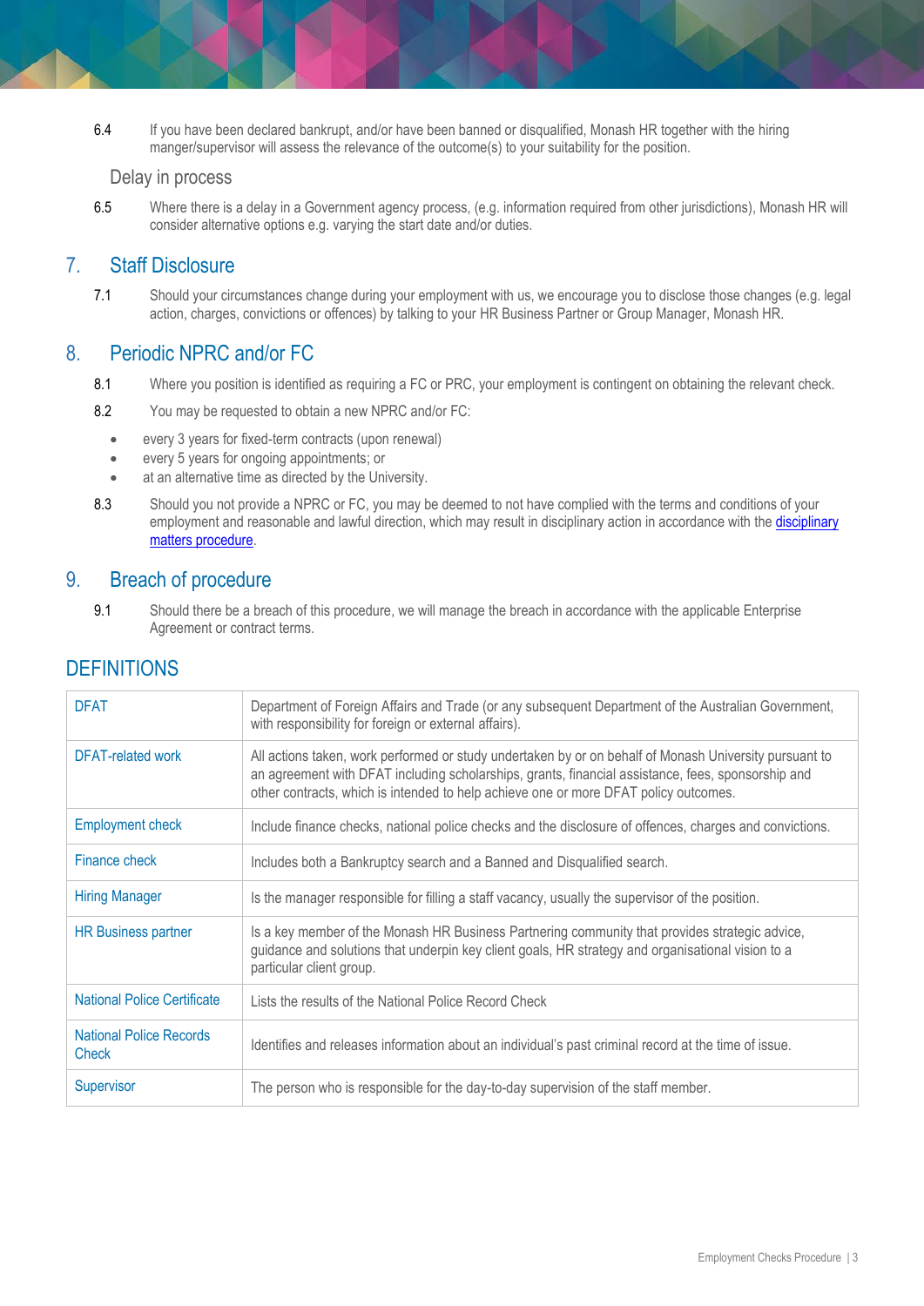6.4 If you have been declared bankrupt, and/or have been banned or disqualified, Monash HR together with the hiring manger/supervisor will assess the relevance of the outcome(s) to your suitability for the position.

### Delay in process

6.5 Where there is a delay in a Government agency process, (e.g. information required from other jurisdictions), Monash HR will consider alternative options e.g. varying the start date and/or duties.

## 7. Staff Disclosure

7.1 Should your circumstances change during your employment with us, we encourage you to disclose those changes (e.g. legal action, charges, convictions or offences) by talking to your HR Business Partner or Group Manager, Monash HR.

## 8. Periodic NPRC and/or FC

8.1 Where you position is identified as requiring a FC or PRC, your employment is contingent on obtaining the relevant check.

8.2 You may be requested to obtain a new NPRC and/or FC:

- every 3 years for fixed-term contracts (upon renewal)
- every 5 years for ongoing appointments; or
- at an alternative time as directed by the University.

8.3 Should you not provide a NPRC or FC, you may be deemed to not have complied with the terms and conditions of your employment and reasonable and lawful direction, which may result in disciplinary action in accordance with the disciplinary matters procedure.

## 9. Breach of procedure

9.1 Should there be a breach of this procedure, we will manage the breach in accordance with the applicable Enterprise Agreement or contract terms.

## DEFINITIONS

| Term | Definition |
|---|---|
| DFAT | Department of Foreign Affairs and Trade (or any subsequent Department of the Australian Government, with responsibility for foreign or external affairs). |
| DFAT-related work | All actions taken, work performed or study undertaken by or on behalf of Monash University pursuant to an agreement with DFAT including scholarships, grants, financial assistance, fees, sponsorship and other contracts, which is intended to help achieve one or more DFAT policy outcomes. |
| Employment check | Include finance checks, national police checks and the disclosure of offences, charges and convictions. |
| Finance check | Includes both a Bankruptcy search and a Banned and Disqualified search. |
| Hiring Manager | Is the manager responsible for filling a staff vacancy, usually the supervisor of the position. |
| HR Business partner | Is a key member of the Monash HR Business Partnering community that provides strategic advice, guidance and solutions that underpin key client goals, HR strategy and organisational vision to a particular client group. |
| National Police Certificate | Lists the results of the National Police Record Check |
| National Police Records Check | Identifies and releases information about an individual's past criminal record at the time of issue. |
| Supervisor | The person who is responsible for the day-to-day supervision of the staff member. |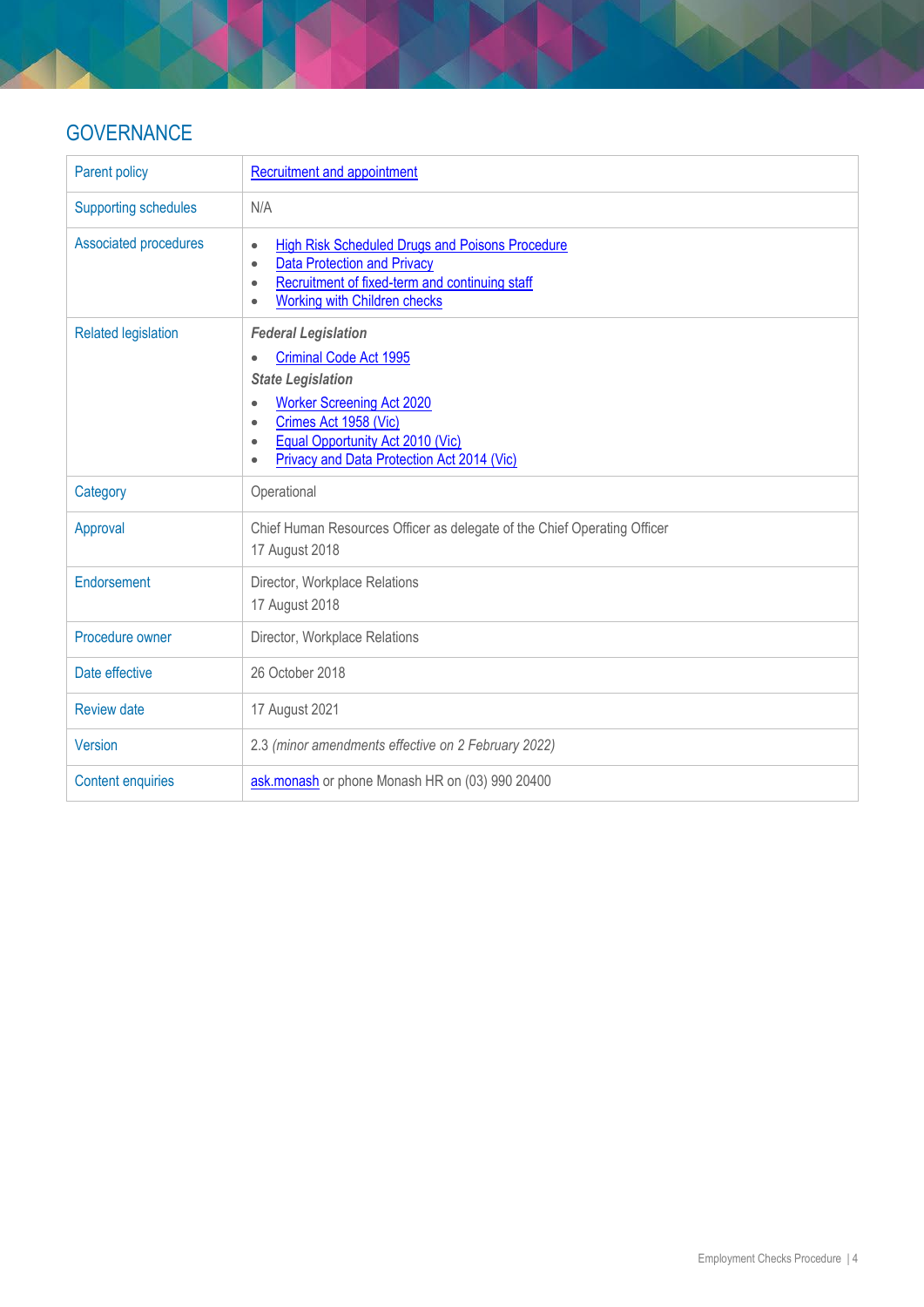## GOVERNANCE

| | |
|---|---|
| Parent policy | Recruitment and appointment |
| Supporting schedules | N/A |
| Associated procedures | • High Risk Scheduled Drugs and Poisons Procedure<br>• Data Protection and Privacy<br>• Recruitment of fixed-term and continuing staff<br>• Working with Children checks |
| Related legislation | ***Federal Legislation***<br>• Criminal Code Act 1995<br>***State Legislation***<br>• Worker Screening Act 2020<br>• Crimes Act 1958 (Vic)<br>• Equal Opportunity Act 2010 (Vic)<br>• Privacy and Data Protection Act 2014 (Vic) |
| Category | Operational |
| Approval | Chief Human Resources Officer as delegate of the Chief Operating Officer<br>17 August 2018 |
| Endorsement | Director, Workplace Relations<br>17 August 2018 |
| Procedure owner | Director, Workplace Relations |
| Date effective | 26 October 2018 |
| Review date | 17 August 2021 |
| Version | 2.3 *(minor amendments effective on 2 February 2022)* |
| Content enquiries | ask.monash or phone Monash HR on (03) 990 20400 |